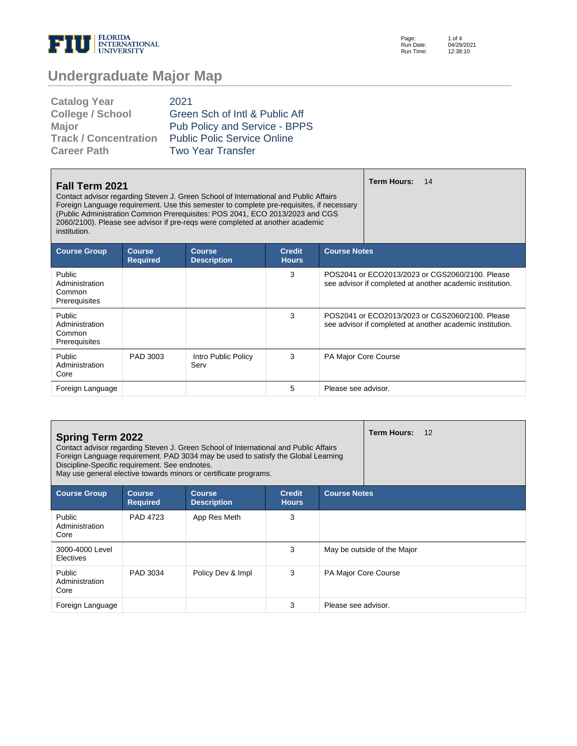# Undergraduate Major Map

| | |
|---|---|
| Catalog Year | 2021 |
| College / School | Green Sch of Intl & Public Aff |
| Major | Pub Policy and Service - BPPS |
| Track / Concentration | Public Polic Service Online |
| Career Path | Two Year Transfer |

## Fall Term 2021

**Term Hours:** 14

Contact advisor regarding Steven J. Green School of International and Public Affairs Foreign Language requirement. Use this semester to complete pre-requisites, if necessary (Public Administration Common Prerequisites: POS 2041, ECO 2013/2023 and CGS 2060/2100). Please see advisor if pre-reqs were completed at another academic institution.

| Course Group | Course Required | Course Description | Credit Hours | Course Notes |
|---|---|---|---|---|
| Public Administration Common Prerequisites | | | 3 | POS2041 or ECO2013/2023 or CGS2060/2100. Please see advisor if completed at another academic institution. |
| Public Administration Common Prerequisites | | | 3 | POS2041 or ECO2013/2023 or CGS2060/2100. Please see advisor if completed at another academic institution. |
| Public Administration Core | PAD 3003 | Intro Public Policy Serv | 3 | PA Major Core Course |
| Foreign Language | | | 5 | Please see advisor. |

## Spring Term 2022

**Term Hours:** 12

Contact advisor regarding Steven J. Green School of International and Public Affairs Foreign Language requirement. PAD 3034 may be used to satisfy the Global Learning Discipline-Specific requirement. See endnotes.
May use general elective towards minors or certificate programs.

| Course Group | Course Required | Course Description | Credit Hours | Course Notes |
|---|---|---|---|---|
| Public Administration Core | PAD 4723 | App Res Meth | 3 | |
| 3000-4000 Level Electives | | | 3 | May be outside of the Major |
| Public Administration Core | PAD 3034 | Policy Dev & Impl | 3 | PA Major Core Course |
| Foreign Language | | | 3 | Please see advisor. |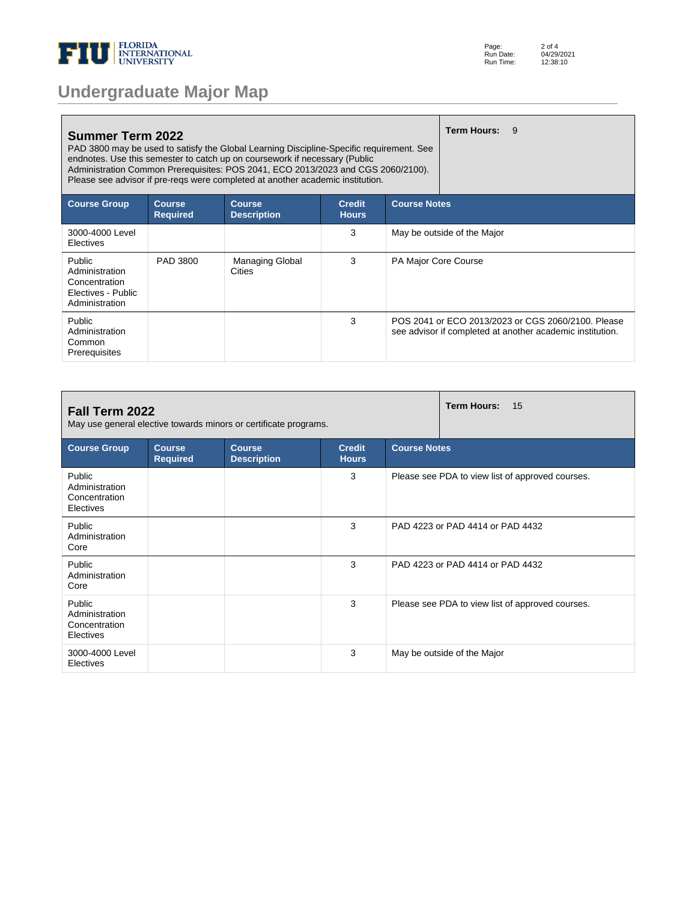# Undergraduate Major Map

## Summer Term 2022

PAD 3800 may be used to satisfy the Global Learning Discipline-Specific requirement. See endnotes. Use this semester to catch up on coursework if necessary (Public Administration Common Prerequisites: POS 2041, ECO 2013/2023 and CGS 2060/2100). Please see advisor if pre-reqs were completed at another academic institution.

**Term Hours:** 9

| Course Group | Course Required | Course Description | Credit Hours | Course Notes |
|---|---|---|---|---|
| 3000-4000 Level Electives | | | 3 | May be outside of the Major |
| Public Administration Concentration Electives - Public Administration | PAD 3800 | Managing Global Cities | 3 | PA Major Core Course |
| Public Administration Common Prerequisites | | | 3 | POS 2041 or ECO 2013/2023 or CGS 2060/2100. Please see advisor if completed at another academic institution. |

## Fall Term 2022

May use general elective towards minors or certificate programs.

**Term Hours:** 15

| Course Group | Course Required | Course Description | Credit Hours | Course Notes |
|---|---|---|---|---|
| Public Administration Concentration Electives | | | 3 | Please see PDA to view list of approved courses. |
| Public Administration Core | | | 3 | PAD 4223 or PAD 4414 or PAD 4432 |
| Public Administration Core | | | 3 | PAD 4223 or PAD 4414 or PAD 4432 |
| Public Administration Concentration Electives | | | 3 | Please see PDA to view list of approved courses. |
| 3000-4000 Level Electives | | | 3 | May be outside of the Major |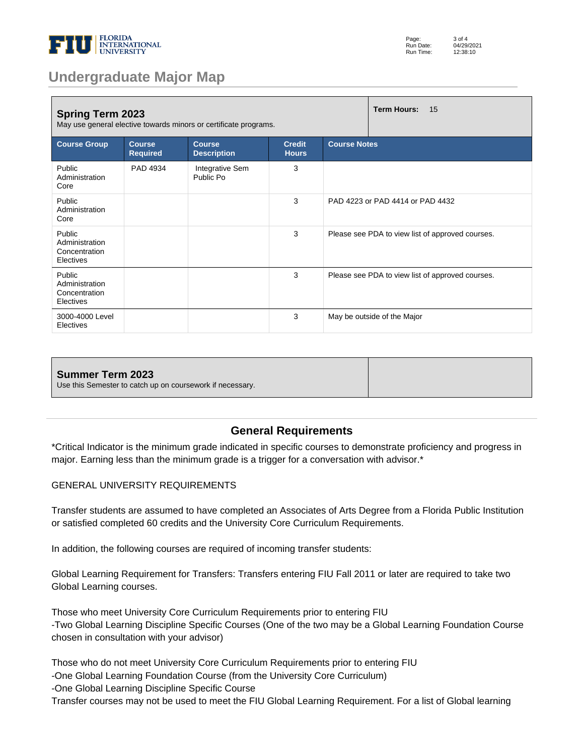## Undergraduate Major Map

### Spring Term 2023

May use general elective towards minors or certificate programs.

**Term Hours:** 15

| Course Group | Course Required | Course Description | Credit Hours | Course Notes |
|---|---|---|---|---|
| Public Administration Core | PAD 4934 | Integrative Sem Public Po | 3 | |
| Public Administration Core | | | 3 | PAD 4223 or PAD 4414 or PAD 4432 |
| Public Administration Concentration Electives | | | 3 | Please see PDA to view list of approved courses. |
| Public Administration Concentration Electives | | | 3 | Please see PDA to view list of approved courses. |
| 3000-4000 Level Electives | | | 3 | May be outside of the Major |

### Summer Term 2023

Use this Semester to catch up on coursework if necessary.

## General Requirements

*Critical Indicator is the minimum grade indicated in specific courses to demonstrate proficiency and progress in major. Earning less than the minimum grade is a trigger for a conversation with advisor.*

GENERAL UNIVERSITY REQUIREMENTS

Transfer students are assumed to have completed an Associates of Arts Degree from a Florida Public Institution or satisfied completed 60 credits and the University Core Curriculum Requirements.

In addition, the following courses are required of incoming transfer students:

Global Learning Requirement for Transfers: Transfers entering FIU Fall 2011 or later are required to take two Global Learning courses.

Those who meet University Core Curriculum Requirements prior to entering FIU
-Two Global Learning Discipline Specific Courses (One of the two may be a Global Learning Foundation Course chosen in consultation with your advisor)

Those who do not meet University Core Curriculum Requirements prior to entering FIU
-One Global Learning Foundation Course (from the University Core Curriculum)
-One Global Learning Discipline Specific Course
Transfer courses may not be used to meet the FIU Global Learning Requirement. For a list of Global learning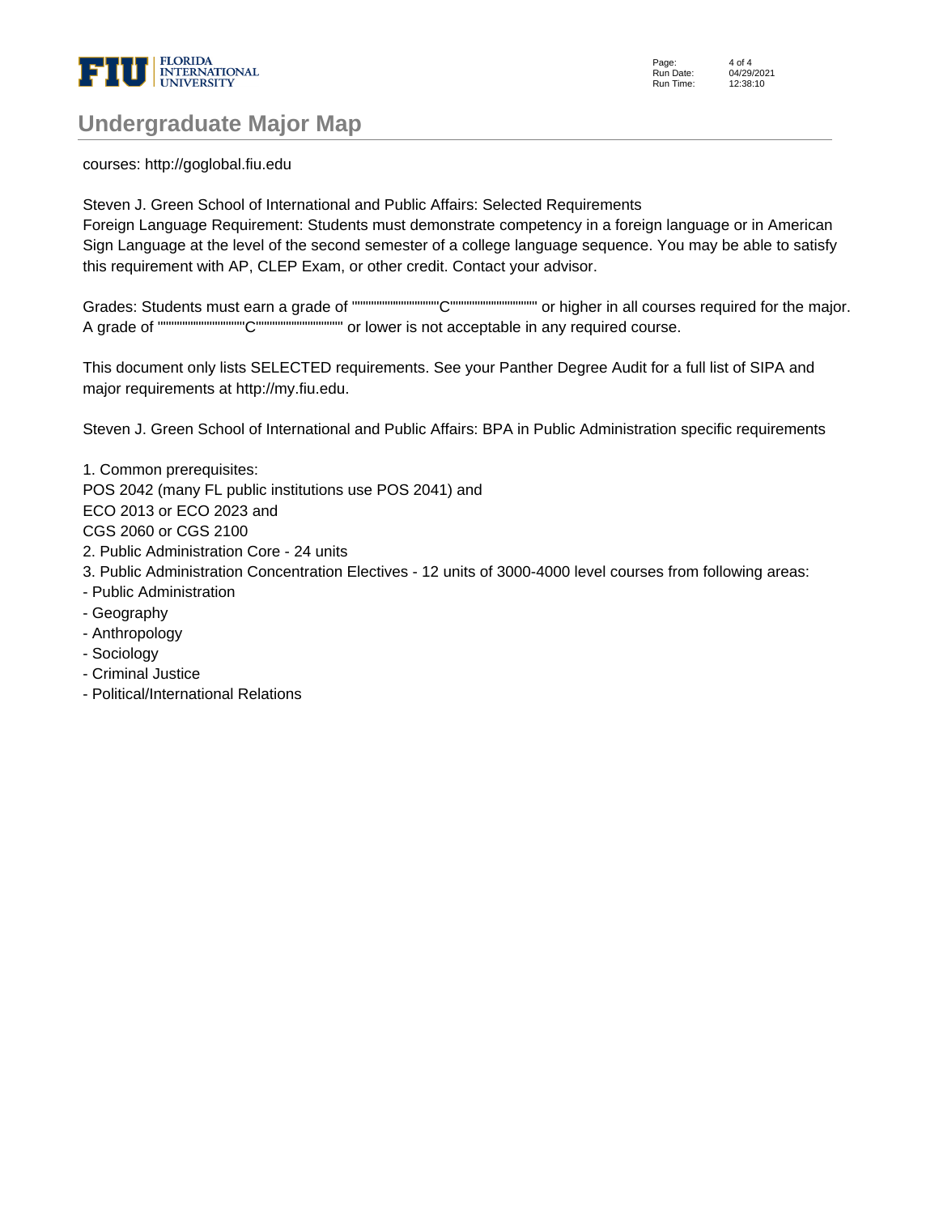courses: http://goglobal.fiu.edu

Steven J. Green School of International and Public Affairs: Selected Requirements
Foreign Language Requirement: Students must demonstrate competency in a foreign language or in American Sign Language at the level of the second semester of a college language sequence. You may be able to satisfy this requirement with AP, CLEP Exam, or other credit. Contact your advisor.

Grades: Students must earn a grade of """"""""""""""""""""""C"""""""""""""""""""""" or higher in all courses required for the major. A grade of """"""""""""""""""""""C"""""""""""""""""""""" or lower is not acceptable in any required course.

This document only lists SELECTED requirements. See your Panther Degree Audit for a full list of SIPA and major requirements at http://my.fiu.edu.

Steven J. Green School of International and Public Affairs: BPA in Public Administration specific requirements

1. Common prerequisites:
POS 2042 (many FL public institutions use POS 2041) and
ECO 2013 or ECO 2023 and
CGS 2060 or CGS 2100
2. Public Administration Core - 24 units
3. Public Administration Concentration Electives - 12 units of 3000-4000 level courses from following areas:
- Public Administration
- Geography
- Anthropology
- Sociology
- Criminal Justice
- Political/International Relations